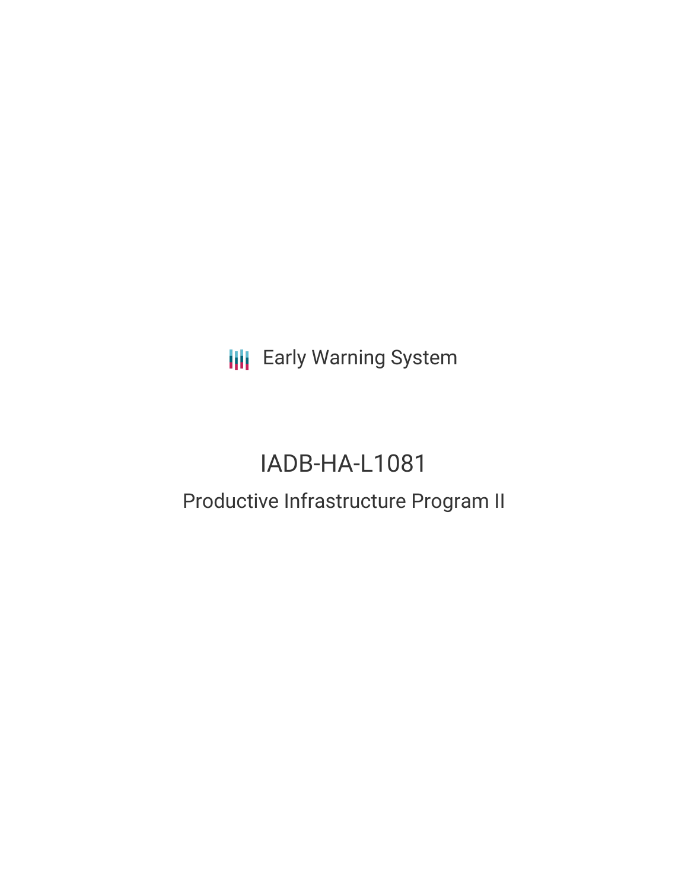Early Warning System

# IADB-HA-L1081

## Productive Infrastructure Program II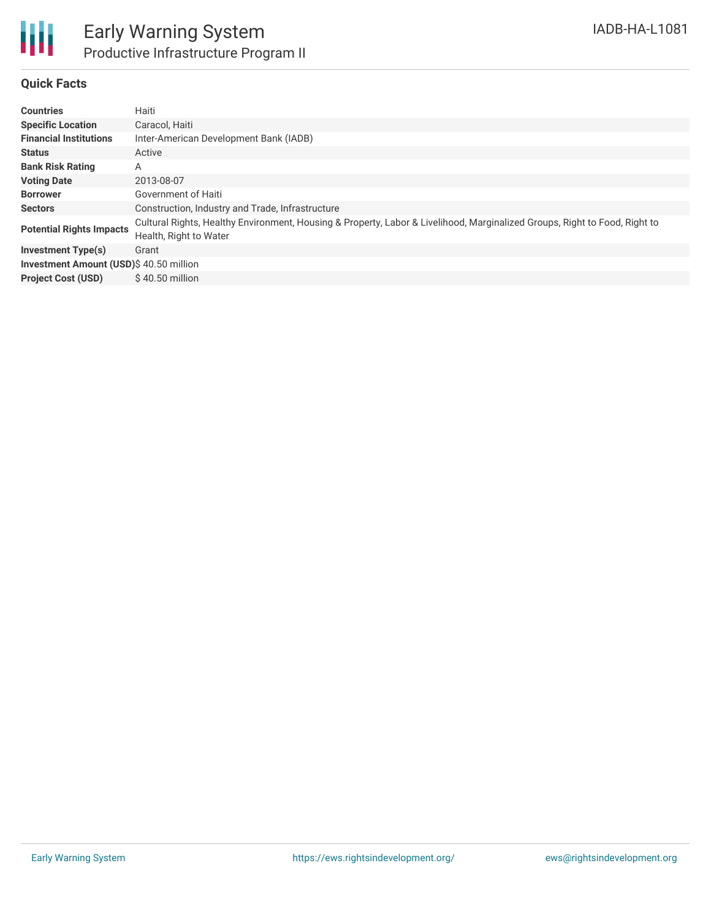# Early Warning System

## Productive Infrastructure Program II

IADB-HA-L1081

### Quick Facts

| | |
|---|---|
| **Countries** | Haiti |
| **Specific Location** | Caracol, Haiti |
| **Financial Institutions** | Inter-American Development Bank (IADB) |
| **Status** | Active |
| **Bank Risk Rating** | A |
| **Voting Date** | 2013-08-07 |
| **Borrower** | Government of Haiti |
| **Sectors** | Construction, Industry and Trade, Infrastructure |
| **Potential Rights Impacts** | Cultural Rights, Healthy Environment, Housing & Property, Labor & Livelihood, Marginalized Groups, Right to Food, Right to Health, Right to Water |
| **Investment Type(s)** | Grant |
| **Investment Amount (USD)** | $ 40.50 million |
| **Project Cost (USD)** | $ 40.50 million |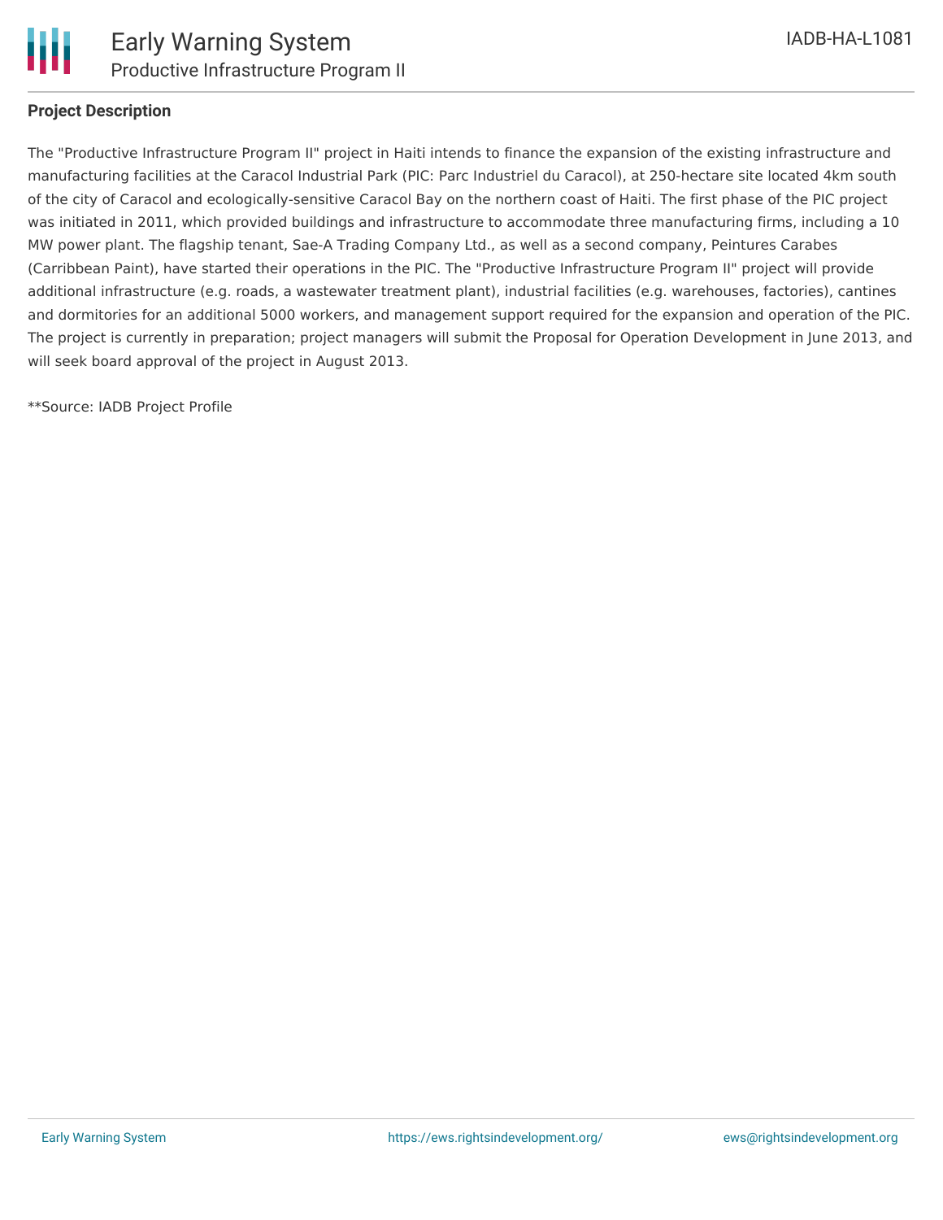## Project Description

The "Productive Infrastructure Program II" project in Haiti intends to finance the expansion of the existing infrastructure and manufacturing facilities at the Caracol Industrial Park (PIC: Parc Industriel du Caracol), at 250-hectare site located 4km south of the city of Caracol and ecologically-sensitive Caracol Bay on the northern coast of Haiti. The first phase of the PIC project was initiated in 2011, which provided buildings and infrastructure to accommodate three manufacturing firms, including a 10 MW power plant. The flagship tenant, Sae-A Trading Company Ltd., as well as a second company, Peintures Carabes (Carribbean Paint), have started their operations in the PIC. The "Productive Infrastructure Program II" project will provide additional infrastructure (e.g. roads, a wastewater treatment plant), industrial facilities (e.g. warehouses, factories), cantines and dormitories for an additional 5000 workers, and management support required for the expansion and operation of the PIC. The project is currently in preparation; project managers will submit the Proposal for Operation Development in June 2013, and will seek board approval of the project in August 2013.

**Source: IADB Project Profile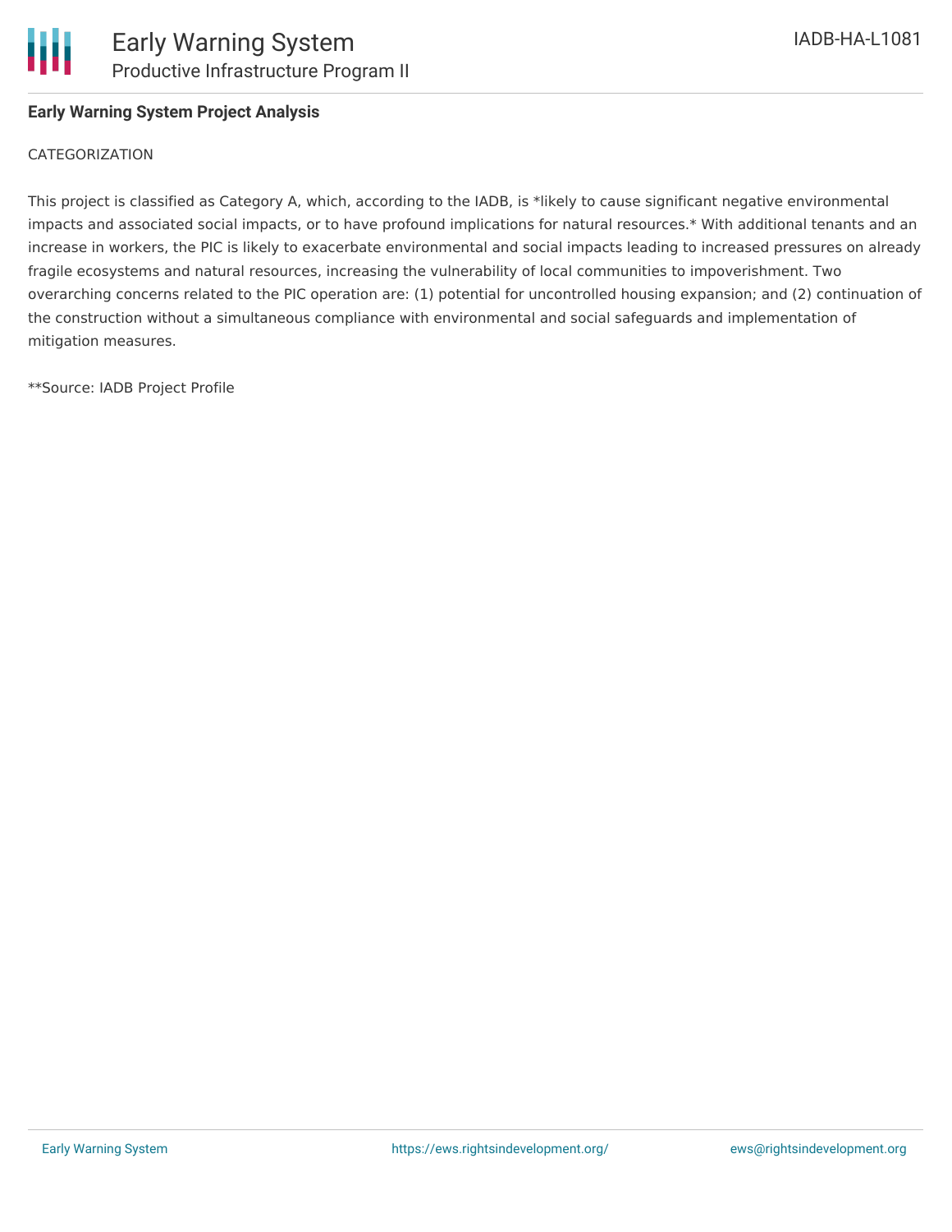**Early Warning System Project Analysis**

CATEGORIZATION

This project is classified as Category A, which, according to the IADB, is *likely to cause significant negative environmental impacts and associated social impacts, or to have profound implications for natural resources.* With additional tenants and an increase in workers, the PIC is likely to exacerbate environmental and social impacts leading to increased pressures on already fragile ecosystems and natural resources, increasing the vulnerability of local communities to impoverishment. Two overarching concerns related to the PIC operation are: (1) potential for uncontrolled housing expansion; and (2) continuation of the construction without a simultaneous compliance with environmental and social safeguards and implementation of mitigation measures.

**Source: IADB Project Profile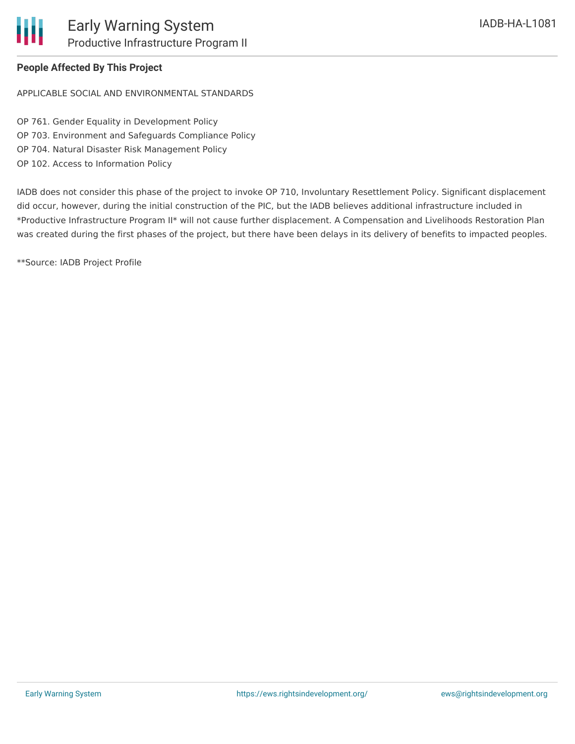## People Affected By This Project

APPLICABLE SOCIAL AND ENVIRONMENTAL STANDARDS

OP 761. Gender Equality in Development Policy
OP 703. Environment and Safeguards Compliance Policy
OP 704. Natural Disaster Risk Management Policy
OP 102. Access to Information Policy

IADB does not consider this phase of the project to invoke OP 710, Involuntary Resettlement Policy. Significant displacement did occur, however, during the initial construction of the PIC, but the IADB believes additional infrastructure included in *Productive Infrastructure Program II* will not cause further displacement. A Compensation and Livelihoods Restoration Plan was created during the first phases of the project, but there have been delays in its delivery of benefits to impacted peoples.

**Source: IADB Project Profile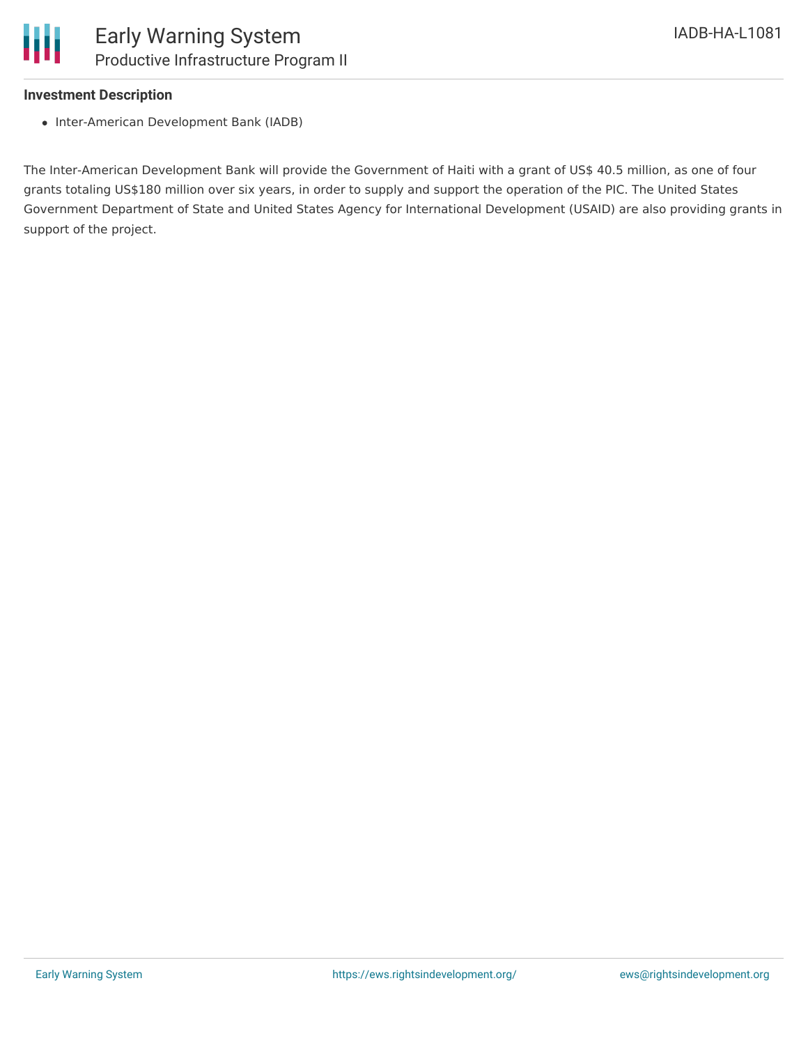**Investment Description**

- Inter-American Development Bank (IADB)

The Inter-American Development Bank will provide the Government of Haiti with a grant of US$ 40.5 million, as one of four grants totaling US$180 million over six years, in order to supply and support the operation of the PIC. The United States Government Department of State and United States Agency for International Development (USAID) are also providing grants in support of the project.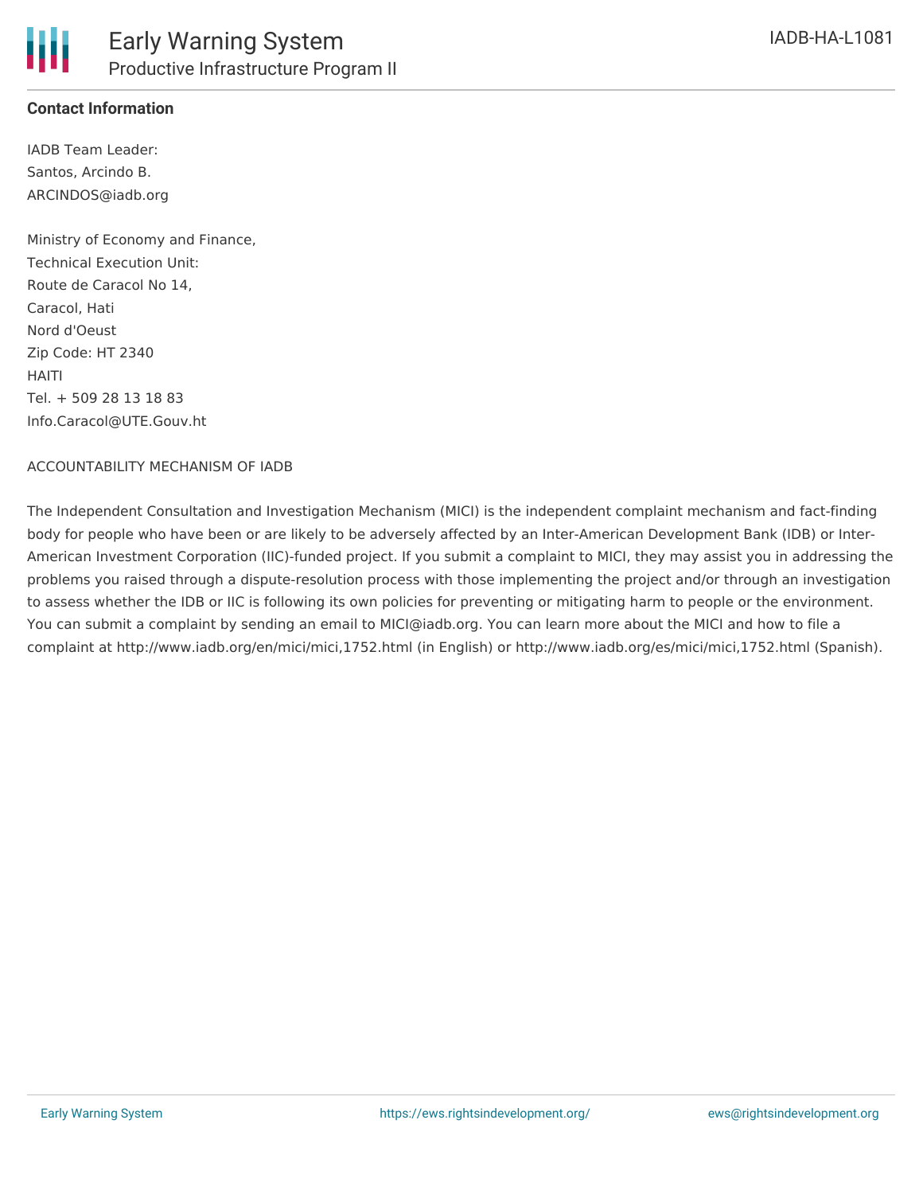**Contact Information**

IADB Team Leader:
Santos, Arcindo B.
ARCINDOS@iadb.org

Ministry of Economy and Finance,
Technical Execution Unit:
Route de Caracol No 14,
Caracol, Hati
Nord d'Oeust
Zip Code: HT 2340
HAITI
Tel. + 509 28 13 18 83
Info.Caracol@UTE.Gouv.ht

ACCOUNTABILITY MECHANISM OF IADB

The Independent Consultation and Investigation Mechanism (MICI) is the independent complaint mechanism and fact-finding body for people who have been or are likely to be adversely affected by an Inter-American Development Bank (IDB) or Inter-American Investment Corporation (IIC)-funded project. If you submit a complaint to MICI, they may assist you in addressing the problems you raised through a dispute-resolution process with those implementing the project and/or through an investigation to assess whether the IDB or IIC is following its own policies for preventing or mitigating harm to people or the environment. You can submit a complaint by sending an email to MICI@iadb.org. You can learn more about the MICI and how to file a complaint at http://www.iadb.org/en/mici/mici,1752.html (in English) or http://www.iadb.org/es/mici/mici,1752.html (Spanish).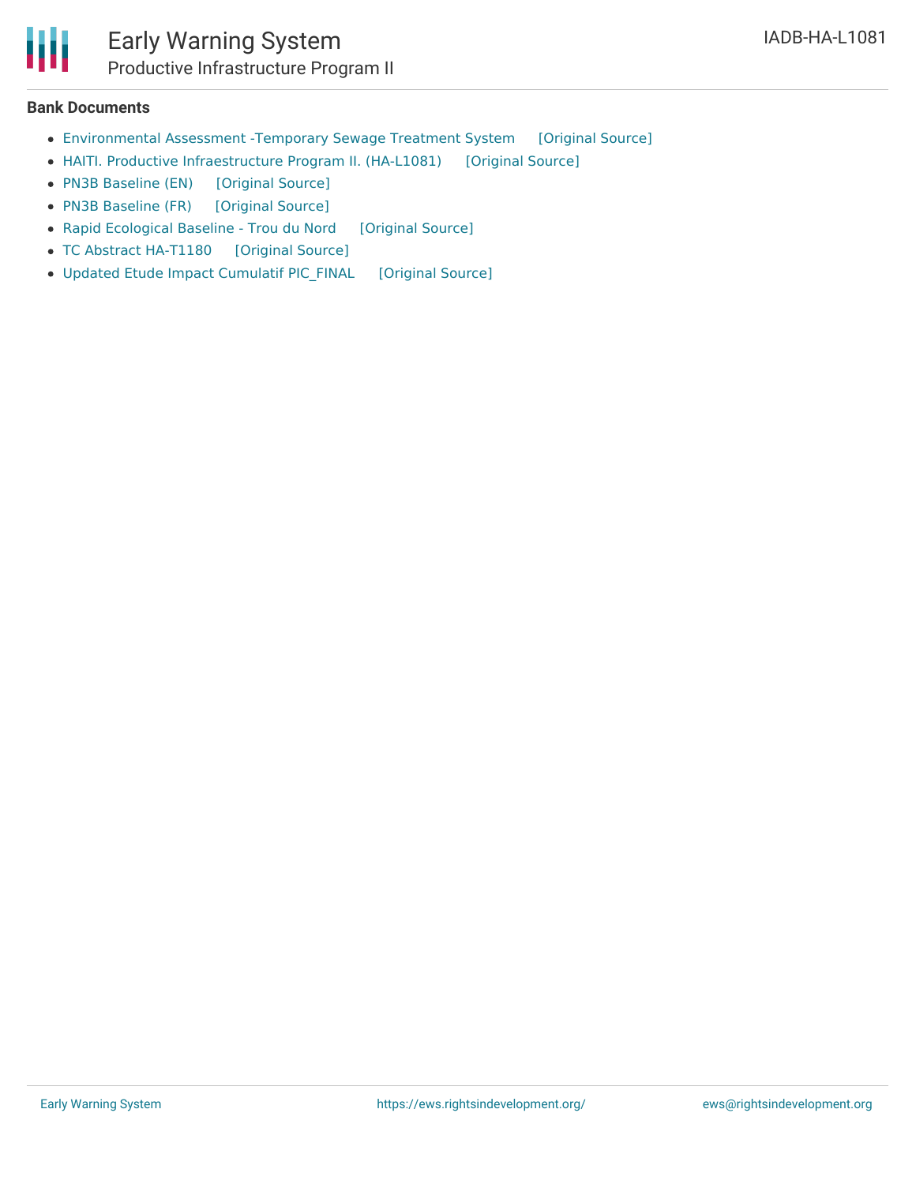**Bank Documents**

- Environmental Assessment -Temporary Sewage Treatment System [Original Source]
- HAITI. Productive Infraestructure Program II. (HA-L1081) [Original Source]
- PN3B Baseline (EN) [Original Source]
- PN3B Baseline (FR) [Original Source]
- Rapid Ecological Baseline - Trou du Nord [Original Source]
- TC Abstract HA-T1180 [Original Source]
- Updated Etude Impact Cumulatif PIC_FINAL [Original Source]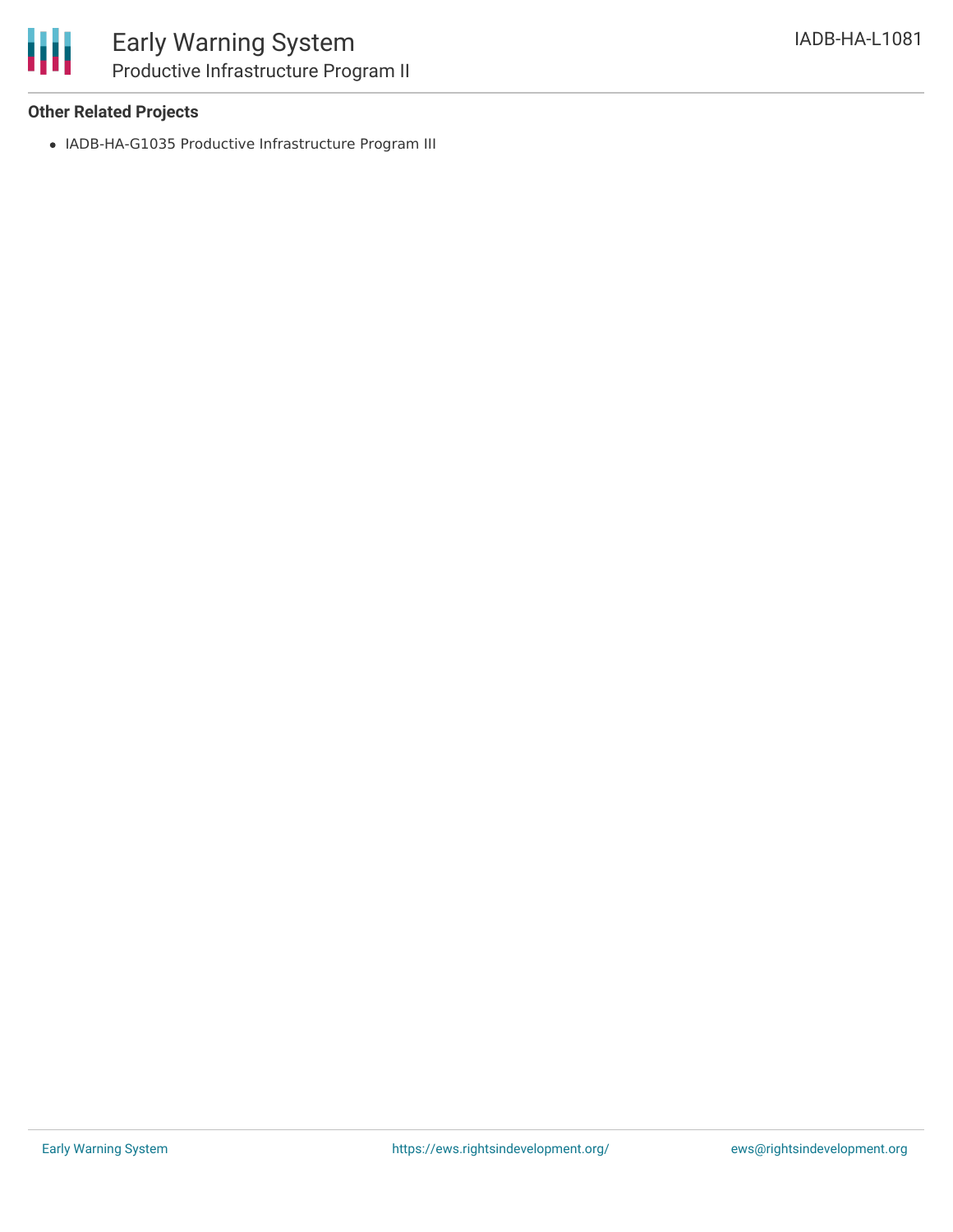**Other Related Projects**

- IADB-HA-G1035 Productive Infrastructure Program III